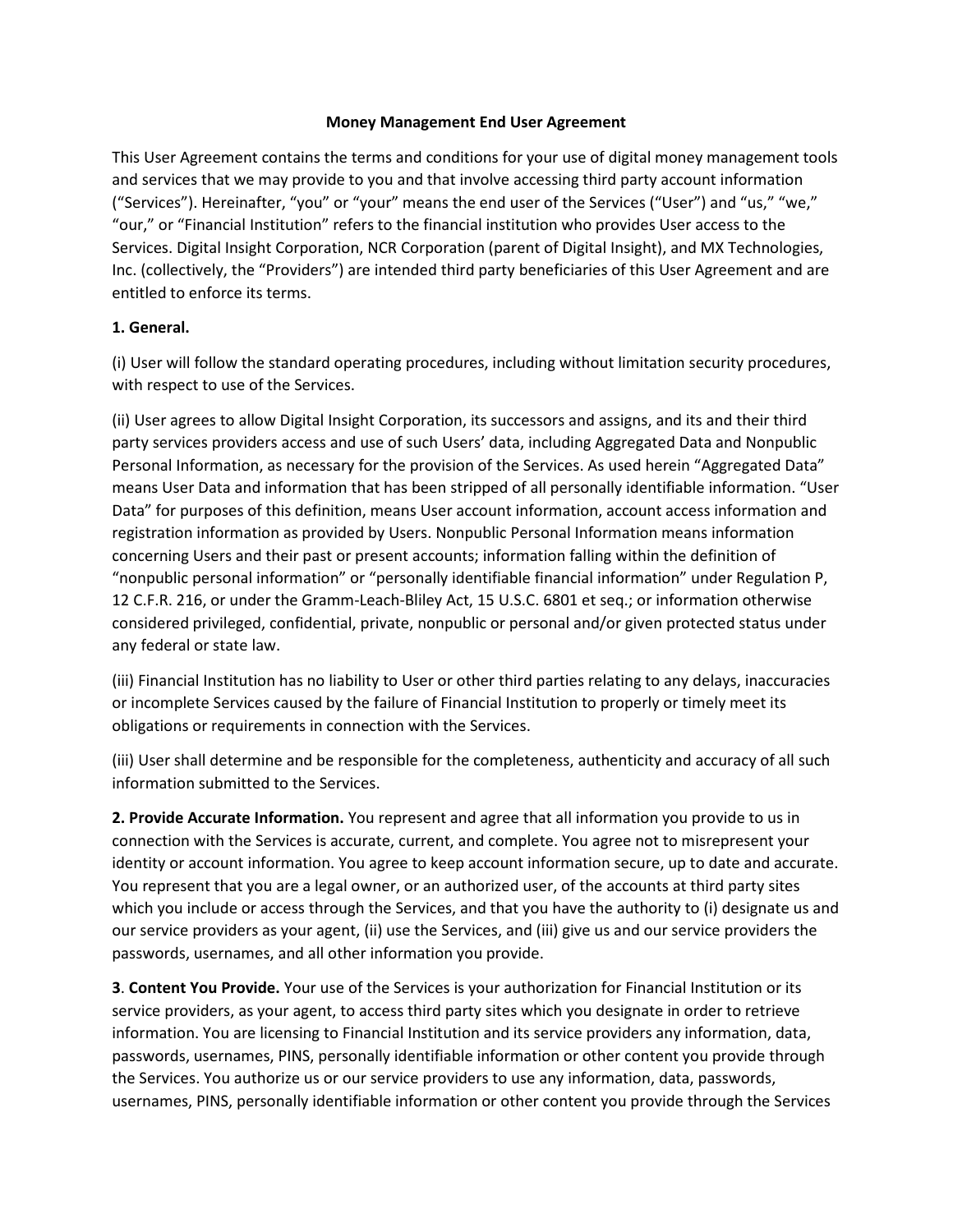# Money Management End User Agreement

This User Agreement contains the terms and conditions for your use of digital money management tools and services that we may provide to you and that involve accessing third party account information ("Services"). Hereinafter, "you" or "your" means the end user of the Services ("User") and "us," "we," "our," or "Financial Institution" refers to the financial institution who provides User access to the Services. Digital Insight Corporation, NCR Corporation (parent of Digital Insight), and MX Technologies, Inc. (collectively, the "Providers") are intended third party beneficiaries of this User Agreement and are entitled to enforce its terms.

**1. General.**

(i) User will follow the standard operating procedures, including without limitation security procedures, with respect to use of the Services.

(ii) User agrees to allow Digital Insight Corporation, its successors and assigns, and its and their third party services providers access and use of such Users' data, including Aggregated Data and Nonpublic Personal Information, as necessary for the provision of the Services. As used herein "Aggregated Data" means User Data and information that has been stripped of all personally identifiable information. "User Data" for purposes of this definition, means User account information, account access information and registration information as provided by Users. Nonpublic Personal Information means information concerning Users and their past or present accounts; information falling within the definition of "nonpublic personal information" or "personally identifiable financial information" under Regulation P, 12 C.F.R. 216, or under the Gramm-Leach-Bliley Act, 15 U.S.C. 6801 et seq.; or information otherwise considered privileged, confidential, private, nonpublic or personal and/or given protected status under any federal or state law.

(iii) Financial Institution has no liability to User or other third parties relating to any delays, inaccuracies or incomplete Services caused by the failure of Financial Institution to properly or timely meet its obligations or requirements in connection with the Services.

(iii) User shall determine and be responsible for the completeness, authenticity and accuracy of all such information submitted to the Services.

**2. Provide Accurate Information.** You represent and agree that all information you provide to us in connection with the Services is accurate, current, and complete. You agree not to misrepresent your identity or account information. You agree to keep account information secure, up to date and accurate. You represent that you are a legal owner, or an authorized user, of the accounts at third party sites which you include or access through the Services, and that you have the authority to (i) designate us and our service providers as your agent, (ii) use the Services, and (iii) give us and our service providers the passwords, usernames, and all other information you provide.

**3**. **Content You Provide.** Your use of the Services is your authorization for Financial Institution or its service providers, as your agent, to access third party sites which you designate in order to retrieve information. You are licensing to Financial Institution and its service providers any information, data, passwords, usernames, PINS, personally identifiable information or other content you provide through the Services. You authorize us or our service providers to use any information, data, passwords, usernames, PINS, personally identifiable information or other content you provide through the Services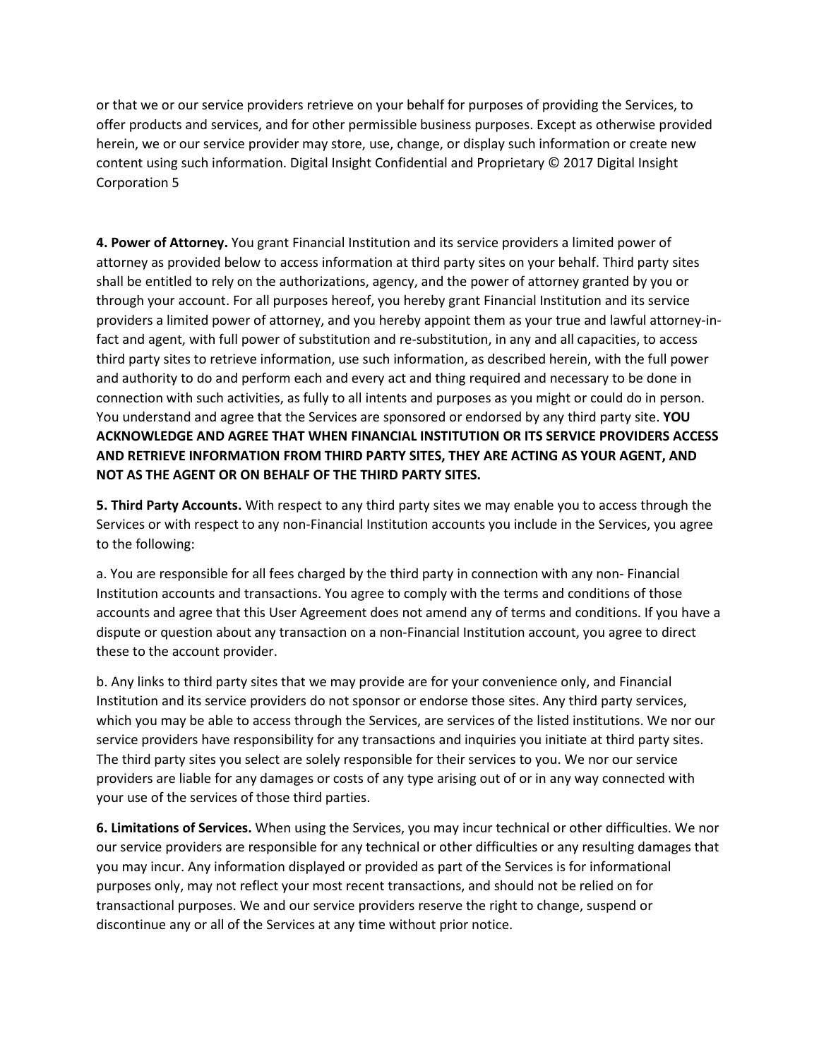or that we or our service providers retrieve on your behalf for purposes of providing the Services, to offer products and services, and for other permissible business purposes. Except as otherwise provided herein, we or our service provider may store, use, change, or display such information or create new content using such information. Digital Insight Confidential and Proprietary © 2017 Digital Insight Corporation 5

**4. Power of Attorney.** You grant Financial Institution and its service providers a limited power of attorney as provided below to access information at third party sites on your behalf. Third party sites shall be entitled to rely on the authorizations, agency, and the power of attorney granted by you or through your account. For all purposes hereof, you hereby grant Financial Institution and its service providers a limited power of attorney, and you hereby appoint them as your true and lawful attorney-in-fact and agent, with full power of substitution and re-substitution, in any and all capacities, to access third party sites to retrieve information, use such information, as described herein, with the full power and authority to do and perform each and every act and thing required and necessary to be done in connection with such activities, as fully to all intents and purposes as you might or could do in person. You understand and agree that the Services are sponsored or endorsed by any third party site. **YOU ACKNOWLEDGE AND AGREE THAT WHEN FINANCIAL INSTITUTION OR ITS SERVICE PROVIDERS ACCESS AND RETRIEVE INFORMATION FROM THIRD PARTY SITES, THEY ARE ACTING AS YOUR AGENT, AND NOT AS THE AGENT OR ON BEHALF OF THE THIRD PARTY SITES.**

**5. Third Party Accounts.** With respect to any third party sites we may enable you to access through the Services or with respect to any non-Financial Institution accounts you include in the Services, you agree to the following:

a. You are responsible for all fees charged by the third party in connection with any non- Financial Institution accounts and transactions. You agree to comply with the terms and conditions of those accounts and agree that this User Agreement does not amend any of terms and conditions. If you have a dispute or question about any transaction on a non-Financial Institution account, you agree to direct these to the account provider.

b. Any links to third party sites that we may provide are for your convenience only, and Financial Institution and its service providers do not sponsor or endorse those sites. Any third party services, which you may be able to access through the Services, are services of the listed institutions. We nor our service providers have responsibility for any transactions and inquiries you initiate at third party sites. The third party sites you select are solely responsible for their services to you. We nor our service providers are liable for any damages or costs of any type arising out of or in any way connected with your use of the services of those third parties.

**6. Limitations of Services.** When using the Services, you may incur technical or other difficulties. We nor our service providers are responsible for any technical or other difficulties or any resulting damages that you may incur. Any information displayed or provided as part of the Services is for informational purposes only, may not reflect your most recent transactions, and should not be relied on for transactional purposes. We and our service providers reserve the right to change, suspend or discontinue any or all of the Services at any time without prior notice.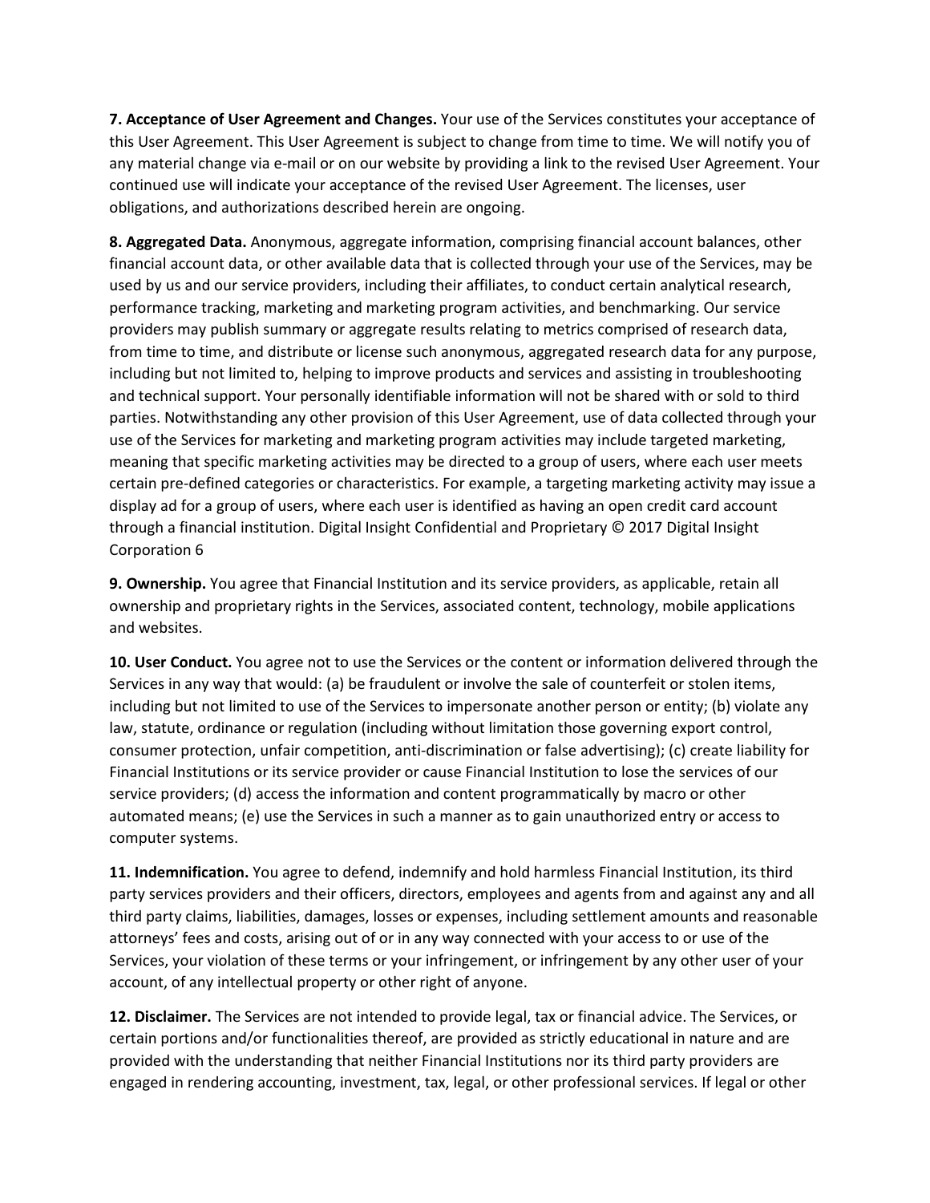**7. Acceptance of User Agreement and Changes.** Your use of the Services constitutes your acceptance of this User Agreement. This User Agreement is subject to change from time to time. We will notify you of any material change via e-mail or on our website by providing a link to the revised User Agreement. Your continued use will indicate your acceptance of the revised User Agreement. The licenses, user obligations, and authorizations described herein are ongoing.

**8. Aggregated Data.** Anonymous, aggregate information, comprising financial account balances, other financial account data, or other available data that is collected through your use of the Services, may be used by us and our service providers, including their affiliates, to conduct certain analytical research, performance tracking, marketing and marketing program activities, and benchmarking. Our service providers may publish summary or aggregate results relating to metrics comprised of research data, from time to time, and distribute or license such anonymous, aggregated research data for any purpose, including but not limited to, helping to improve products and services and assisting in troubleshooting and technical support. Your personally identifiable information will not be shared with or sold to third parties. Notwithstanding any other provision of this User Agreement, use of data collected through your use of the Services for marketing and marketing program activities may include targeted marketing, meaning that specific marketing activities may be directed to a group of users, where each user meets certain pre-defined categories or characteristics. For example, a targeting marketing activity may issue a display ad for a group of users, where each user is identified as having an open credit card account through a financial institution. Digital Insight Confidential and Proprietary © 2017 Digital Insight Corporation 6

**9. Ownership.** You agree that Financial Institution and its service providers, as applicable, retain all ownership and proprietary rights in the Services, associated content, technology, mobile applications and websites.

**10. User Conduct.** You agree not to use the Services or the content or information delivered through the Services in any way that would: (a) be fraudulent or involve the sale of counterfeit or stolen items, including but not limited to use of the Services to impersonate another person or entity; (b) violate any law, statute, ordinance or regulation (including without limitation those governing export control, consumer protection, unfair competition, anti-discrimination or false advertising); (c) create liability for Financial Institutions or its service provider or cause Financial Institution to lose the services of our service providers; (d) access the information and content programmatically by macro or other automated means; (e) use the Services in such a manner as to gain unauthorized entry or access to computer systems.

**11. Indemnification.** You agree to defend, indemnify and hold harmless Financial Institution, its third party services providers and their officers, directors, employees and agents from and against any and all third party claims, liabilities, damages, losses or expenses, including settlement amounts and reasonable attorneys' fees and costs, arising out of or in any way connected with your access to or use of the Services, your violation of these terms or your infringement, or infringement by any other user of your account, of any intellectual property or other right of anyone.

**12. Disclaimer.** The Services are not intended to provide legal, tax or financial advice. The Services, or certain portions and/or functionalities thereof, are provided as strictly educational in nature and are provided with the understanding that neither Financial Institutions nor its third party providers are engaged in rendering accounting, investment, tax, legal, or other professional services. If legal or other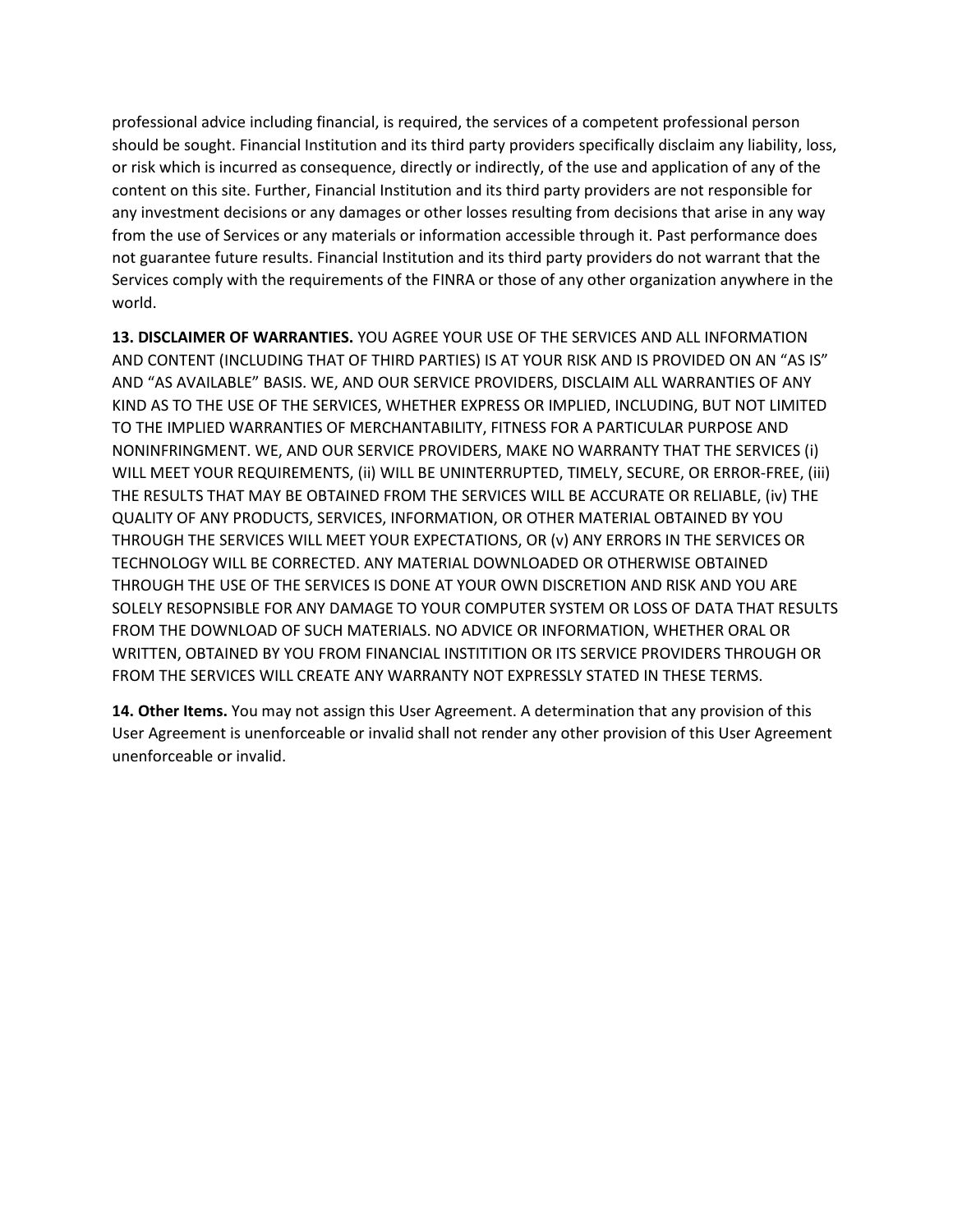professional advice including financial, is required, the services of a competent professional person should be sought. Financial Institution and its third party providers specifically disclaim any liability, loss, or risk which is incurred as consequence, directly or indirectly, of the use and application of any of the content on this site. Further, Financial Institution and its third party providers are not responsible for any investment decisions or any damages or other losses resulting from decisions that arise in any way from the use of Services or any materials or information accessible through it. Past performance does not guarantee future results. Financial Institution and its third party providers do not warrant that the Services comply with the requirements of the FINRA or those of any other organization anywhere in the world.

**13. DISCLAIMER OF WARRANTIES.** YOU AGREE YOUR USE OF THE SERVICES AND ALL INFORMATION AND CONTENT (INCLUDING THAT OF THIRD PARTIES) IS AT YOUR RISK AND IS PROVIDED ON AN "AS IS" AND "AS AVAILABLE" BASIS. WE, AND OUR SERVICE PROVIDERS, DISCLAIM ALL WARRANTIES OF ANY KIND AS TO THE USE OF THE SERVICES, WHETHER EXPRESS OR IMPLIED, INCLUDING, BUT NOT LIMITED TO THE IMPLIED WARRANTIES OF MERCHANTABILITY, FITNESS FOR A PARTICULAR PURPOSE AND NONINFRINGMENT. WE, AND OUR SERVICE PROVIDERS, MAKE NO WARRANTY THAT THE SERVICES (i) WILL MEET YOUR REQUIREMENTS, (ii) WILL BE UNINTERRUPTED, TIMELY, SECURE, OR ERROR-FREE, (iii) THE RESULTS THAT MAY BE OBTAINED FROM THE SERVICES WILL BE ACCURATE OR RELIABLE, (iv) THE QUALITY OF ANY PRODUCTS, SERVICES, INFORMATION, OR OTHER MATERIAL OBTAINED BY YOU THROUGH THE SERVICES WILL MEET YOUR EXPECTATIONS, OR (v) ANY ERRORS IN THE SERVICES OR TECHNOLOGY WILL BE CORRECTED. ANY MATERIAL DOWNLOADED OR OTHERWISE OBTAINED THROUGH THE USE OF THE SERVICES IS DONE AT YOUR OWN DISCRETION AND RISK AND YOU ARE SOLELY RESOPNSIBLE FOR ANY DAMAGE TO YOUR COMPUTER SYSTEM OR LOSS OF DATA THAT RESULTS FROM THE DOWNLOAD OF SUCH MATERIALS. NO ADVICE OR INFORMATION, WHETHER ORAL OR WRITTEN, OBTAINED BY YOU FROM FINANCIAL INSTITITION OR ITS SERVICE PROVIDERS THROUGH OR FROM THE SERVICES WILL CREATE ANY WARRANTY NOT EXPRESSLY STATED IN THESE TERMS.

**14. Other Items.** You may not assign this User Agreement. A determination that any provision of this User Agreement is unenforceable or invalid shall not render any other provision of this User Agreement unenforceable or invalid.